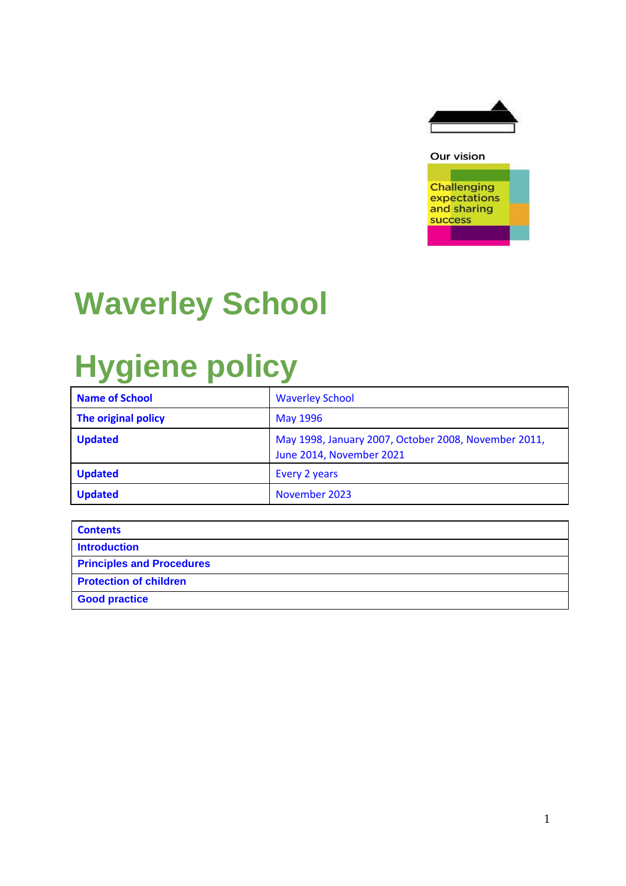Our vision

Challenging expectations and sharing success

# Waverley School

# Hygiene policy

| **Name of School** | Waverley School |
|---|---|
| **The original policy** | May 1996 |
| **Updated** | May 1998, January 2007, October 2008, November 2011, June 2014, November 2021 |
| **Updated** | Every 2 years |
| **Updated** | November 2023 |

| **Contents** |
|---|
| **Introduction** |
| **Principles and Procedures** |
| **Protection of children** |
| **Good practice** |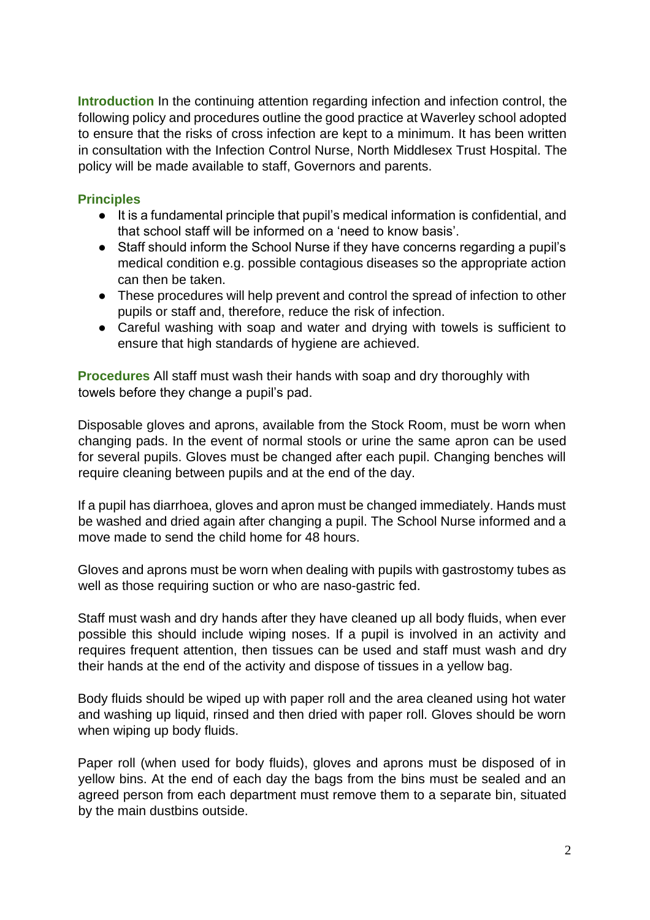**Introduction** In the continuing attention regarding infection and infection control, the following policy and procedures outline the good practice at Waverley school adopted to ensure that the risks of cross infection are kept to a minimum. It has been written in consultation with the Infection Control Nurse, North Middlesex Trust Hospital. The policy will be made available to staff, Governors and parents.

## Principles

- It is a fundamental principle that pupil's medical information is confidential, and that school staff will be informed on a 'need to know basis'.
- Staff should inform the School Nurse if they have concerns regarding a pupil's medical condition e.g. possible contagious diseases so the appropriate action can then be taken.
- These procedures will help prevent and control the spread of infection to other pupils or staff and, therefore, reduce the risk of infection.
- Careful washing with soap and water and drying with towels is sufficient to ensure that high standards of hygiene are achieved.

**Procedures** All staff must wash their hands with soap and dry thoroughly with towels before they change a pupil's pad.

Disposable gloves and aprons, available from the Stock Room, must be worn when changing pads. In the event of normal stools or urine the same apron can be used for several pupils. Gloves must be changed after each pupil. Changing benches will require cleaning between pupils and at the end of the day.

If a pupil has diarrhoea, gloves and apron must be changed immediately. Hands must be washed and dried again after changing a pupil. The School Nurse informed and a move made to send the child home for 48 hours.

Gloves and aprons must be worn when dealing with pupils with gastrostomy tubes as well as those requiring suction or who are naso-gastric fed.

Staff must wash and dry hands after they have cleaned up all body fluids, when ever possible this should include wiping noses. If a pupil is involved in an activity and requires frequent attention, then tissues can be used and staff must wash and dry their hands at the end of the activity and dispose of tissues in a yellow bag.

Body fluids should be wiped up with paper roll and the area cleaned using hot water and washing up liquid, rinsed and then dried with paper roll. Gloves should be worn when wiping up body fluids.

Paper roll (when used for body fluids), gloves and aprons must be disposed of in yellow bins. At the end of each day the bags from the bins must be sealed and an agreed person from each department must remove them to a separate bin, situated by the main dustbins outside.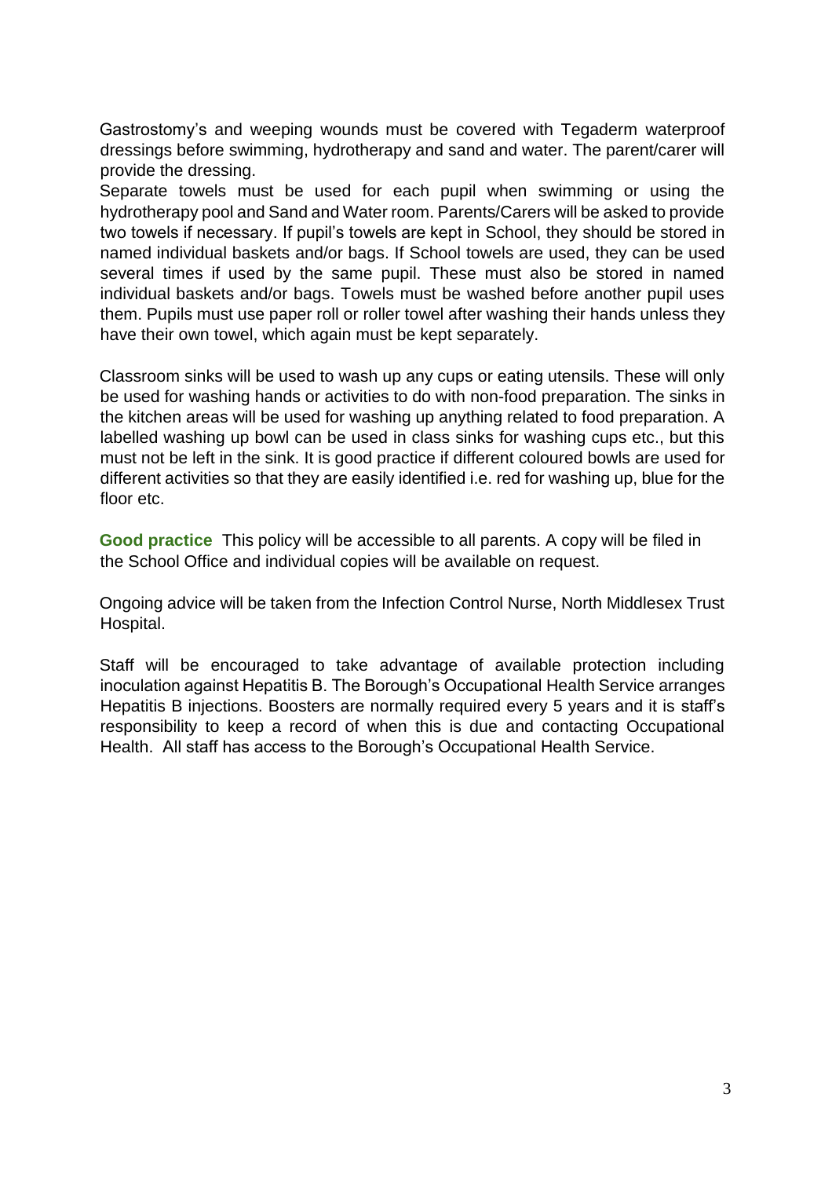Gastrostomy's and weeping wounds must be covered with Tegaderm waterproof dressings before swimming, hydrotherapy and sand and water. The parent/carer will provide the dressing.

Separate towels must be used for each pupil when swimming or using the hydrotherapy pool and Sand and Water room. Parents/Carers will be asked to provide two towels if necessary. If pupil's towels are kept in School, they should be stored in named individual baskets and/or bags. If School towels are used, they can be used several times if used by the same pupil. These must also be stored in named individual baskets and/or bags. Towels must be washed before another pupil uses them. Pupils must use paper roll or roller towel after washing their hands unless they have their own towel, which again must be kept separately.

Classroom sinks will be used to wash up any cups or eating utensils. These will only be used for washing hands or activities to do with non-food preparation. The sinks in the kitchen areas will be used for washing up anything related to food preparation. A labelled washing up bowl can be used in class sinks for washing cups etc., but this must not be left in the sink. It is good practice if different coloured bowls are used for different activities so that they are easily identified i.e. red for washing up, blue for the floor etc.

**Good practice** This policy will be accessible to all parents. A copy will be filed in the School Office and individual copies will be available on request.

Ongoing advice will be taken from the Infection Control Nurse, North Middlesex Trust Hospital.

Staff will be encouraged to take advantage of available protection including inoculation against Hepatitis B. The Borough's Occupational Health Service arranges Hepatitis B injections. Boosters are normally required every 5 years and it is staff's responsibility to keep a record of when this is due and contacting Occupational Health. All staff has access to the Borough's Occupational Health Service.